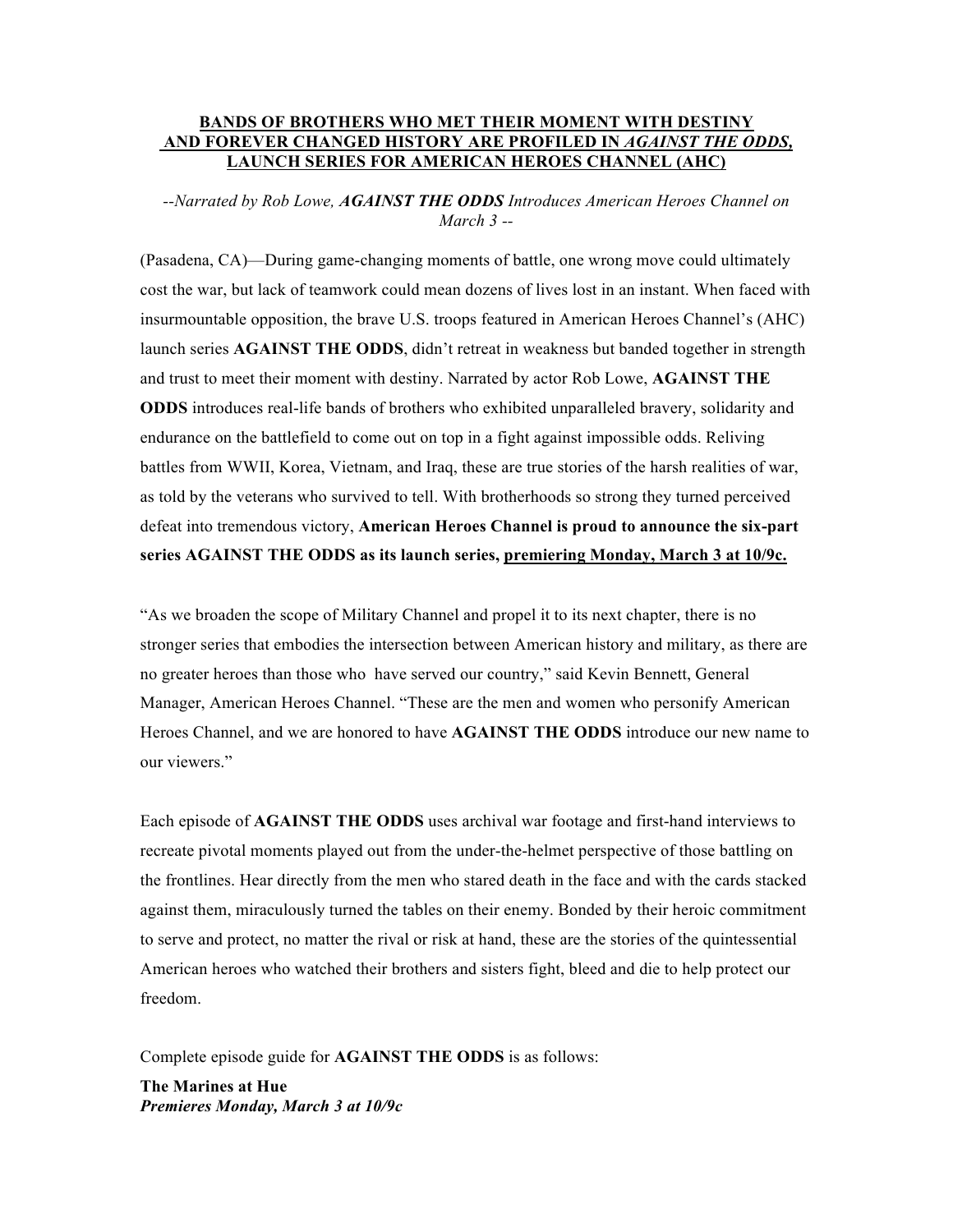**BANDS OF BROTHERS WHO MET THEIR MOMENT WITH DESTINY AND FOREVER CHANGED HISTORY ARE PROFILED IN *AGAINST THE ODDS,* LAUNCH SERIES FOR AMERICAN HEROES CHANNEL (AHC)**

*--Narrated by Rob Lowe, **AGAINST THE ODDS** Introduces American Heroes Channel on March 3 --*

(Pasadena, CA)—During game-changing moments of battle, one wrong move could ultimately cost the war, but lack of teamwork could mean dozens of lives lost in an instant. When faced with insurmountable opposition, the brave U.S. troops featured in American Heroes Channel's (AHC) launch series **AGAINST THE ODDS**, didn't retreat in weakness but banded together in strength and trust to meet their moment with destiny. Narrated by actor Rob Lowe, **AGAINST THE ODDS** introduces real-life bands of brothers who exhibited unparalleled bravery, solidarity and endurance on the battlefield to come out on top in a fight against impossible odds. Reliving battles from WWII, Korea, Vietnam, and Iraq, these are true stories of the harsh realities of war, as told by the veterans who survived to tell. With brotherhoods so strong they turned perceived defeat into tremendous victory, **American Heroes Channel is proud to announce the six-part series AGAINST THE ODDS as its launch series, premiering Monday, March 3 at 10/9c.**

"As we broaden the scope of Military Channel and propel it to its next chapter, there is no stronger series that embodies the intersection between American history and military, as there are no greater heroes than those who have served our country," said Kevin Bennett, General Manager, American Heroes Channel. "These are the men and women who personify American Heroes Channel, and we are honored to have **AGAINST THE ODDS** introduce our new name to our viewers."

Each episode of **AGAINST THE ODDS** uses archival war footage and first-hand interviews to recreate pivotal moments played out from the under-the-helmet perspective of those battling on the frontlines. Hear directly from the men who stared death in the face and with the cards stacked against them, miraculously turned the tables on their enemy. Bonded by their heroic commitment to serve and protect, no matter the rival or risk at hand, these are the stories of the quintessential American heroes who watched their brothers and sisters fight, bleed and die to help protect our freedom.

Complete episode guide for **AGAINST THE ODDS** is as follows:

**The Marines at Hue**
***Premieres Monday, March 3 at 10/9c***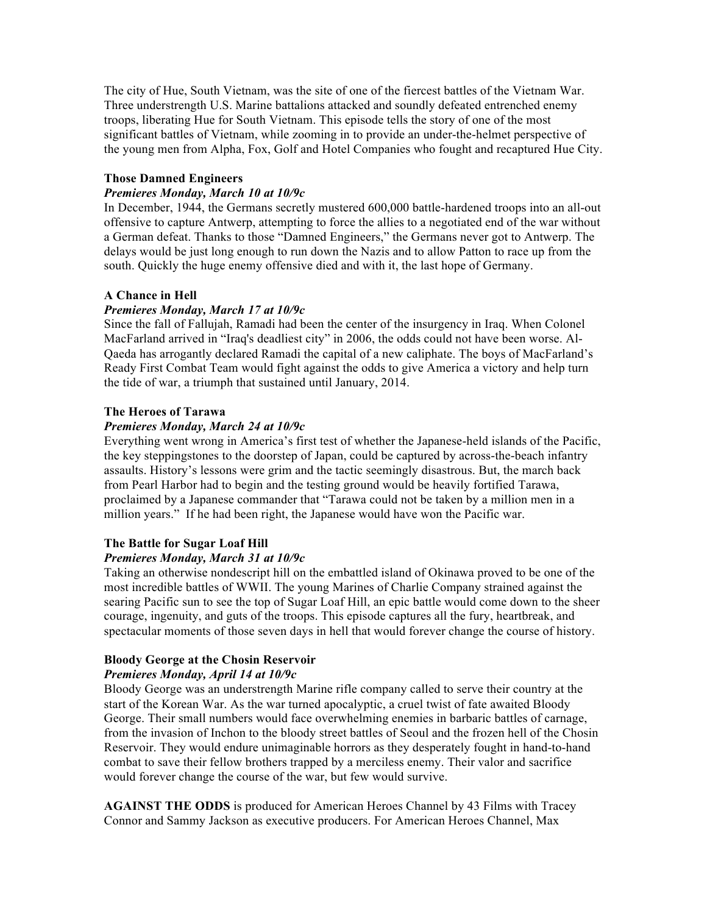The city of Hue, South Vietnam, was the site of one of the fiercest battles of the Vietnam War. Three understrength U.S. Marine battalions attacked and soundly defeated entrenched enemy troops, liberating Hue for South Vietnam. This episode tells the story of one of the most significant battles of Vietnam, while zooming in to provide an under-the-helmet perspective of the young men from Alpha, Fox, Golf and Hotel Companies who fought and recaptured Hue City.

**Those Damned Engineers**

***Premieres Monday, March 10 at 10/9c***

In December, 1944, the Germans secretly mustered 600,000 battle-hardened troops into an all-out offensive to capture Antwerp, attempting to force the allies to a negotiated end of the war without a German defeat. Thanks to those "Damned Engineers," the Germans never got to Antwerp. The delays would be just long enough to run down the Nazis and to allow Patton to race up from the south. Quickly the huge enemy offensive died and with it, the last hope of Germany.

**A Chance in Hell**

***Premieres Monday, March 17 at 10/9c***

Since the fall of Fallujah, Ramadi had been the center of the insurgency in Iraq. When Colonel MacFarland arrived in "Iraq's deadliest city" in 2006, the odds could not have been worse. Al-Qaeda has arrogantly declared Ramadi the capital of a new caliphate. The boys of MacFarland's Ready First Combat Team would fight against the odds to give America a victory and help turn the tide of war, a triumph that sustained until January, 2014.

**The Heroes of Tarawa**

***Premieres Monday, March 24 at 10/9c***

Everything went wrong in America's first test of whether the Japanese-held islands of the Pacific, the key steppingstones to the doorstep of Japan, could be captured by across-the-beach infantry assaults. History's lessons were grim and the tactic seemingly disastrous. But, the march back from Pearl Harbor had to begin and the testing ground would be heavily fortified Tarawa, proclaimed by a Japanese commander that "Tarawa could not be taken by a million men in a million years." If he had been right, the Japanese would have won the Pacific war.

**The Battle for Sugar Loaf Hill**

***Premieres Monday, March 31 at 10/9c***

Taking an otherwise nondescript hill on the embattled island of Okinawa proved to be one of the most incredible battles of WWII. The young Marines of Charlie Company strained against the searing Pacific sun to see the top of Sugar Loaf Hill, an epic battle would come down to the sheer courage, ingenuity, and guts of the troops. This episode captures all the fury, heartbreak, and spectacular moments of those seven days in hell that would forever change the course of history.

**Bloody George at the Chosin Reservoir**

***Premieres Monday, April 14 at 10/9c***

Bloody George was an understrength Marine rifle company called to serve their country at the start of the Korean War. As the war turned apocalyptic, a cruel twist of fate awaited Bloody George. Their small numbers would face overwhelming enemies in barbaric battles of carnage, from the invasion of Inchon to the bloody street battles of Seoul and the frozen hell of the Chosin Reservoir. They would endure unimaginable horrors as they desperately fought in hand-to-hand combat to save their fellow brothers trapped by a merciless enemy. Their valor and sacrifice would forever change the course of the war, but few would survive.

**AGAINST THE ODDS** is produced for American Heroes Channel by 43 Films with Tracey Connor and Sammy Jackson as executive producers. For American Heroes Channel, Max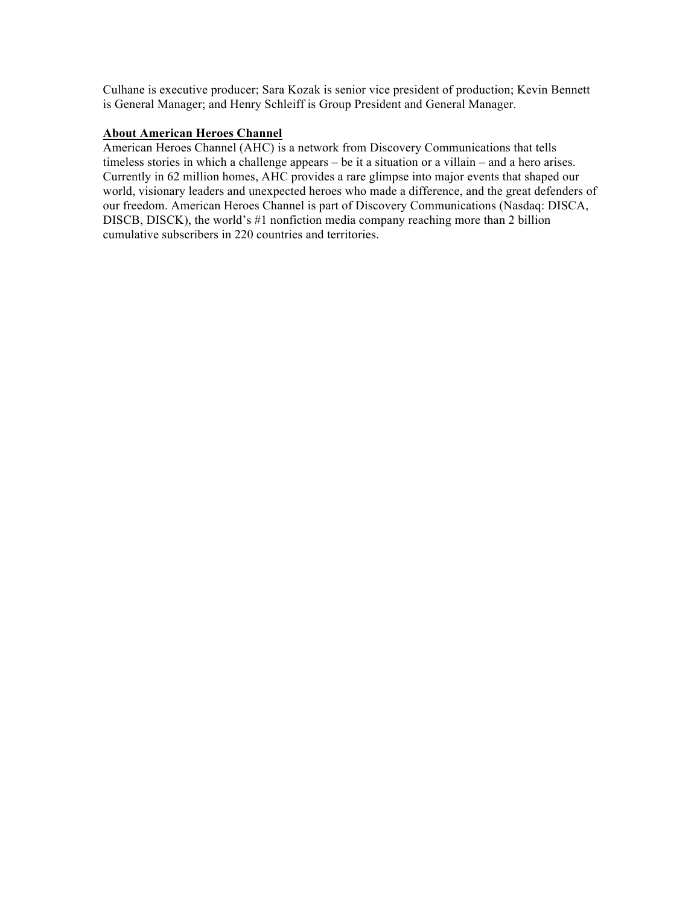Culhane is executive producer; Sara Kozak is senior vice president of production; Kevin Bennett is General Manager; and Henry Schleiff is Group President and General Manager.

**About American Heroes Channel**

American Heroes Channel (AHC) is a network from Discovery Communications that tells timeless stories in which a challenge appears – be it a situation or a villain – and a hero arises. Currently in 62 million homes, AHC provides a rare glimpse into major events that shaped our world, visionary leaders and unexpected heroes who made a difference, and the great defenders of our freedom. American Heroes Channel is part of Discovery Communications (Nasdaq: DISCA, DISCB, DISCK), the world's #1 nonfiction media company reaching more than 2 billion cumulative subscribers in 220 countries and territories.